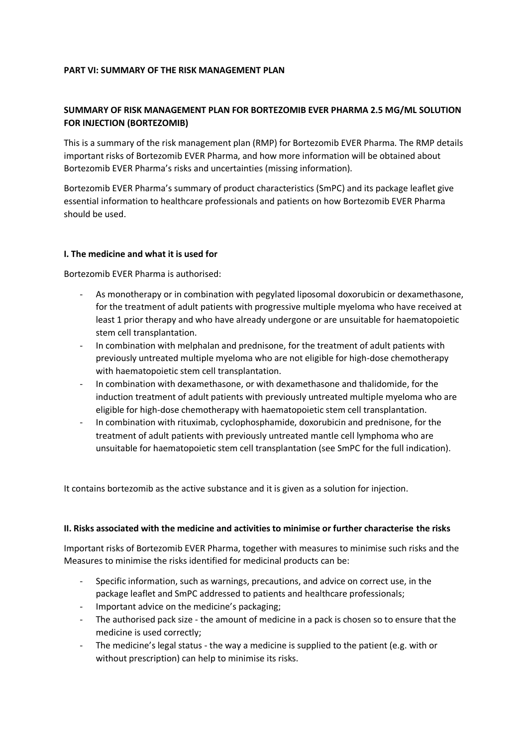**PART VI: SUMMARY OF THE RISK MANAGEMENT PLAN**

**SUMMARY OF RISK MANAGEMENT PLAN FOR BORTEZOMIB EVER PHARMA 2.5 MG/ML SOLUTION FOR INJECTION (BORTEZOMIB)**

This is a summary of the risk management plan (RMP) for Bortezomib EVER Pharma. The RMP details important risks of Bortezomib EVER Pharma, and how more information will be obtained about Bortezomib EVER Pharma's risks and uncertainties (missing information).

Bortezomib EVER Pharma's summary of product characteristics (SmPC) and its package leaflet give essential information to healthcare professionals and patients on how Bortezomib EVER Pharma should be used.

**I. The medicine and what it is used for**

Bortezomib EVER Pharma is authorised:

- As monotherapy or in combination with pegylated liposomal doxorubicin or dexamethasone, for the treatment of adult patients with progressive multiple myeloma who have received at least 1 prior therapy and who have already undergone or are unsuitable for haematopoietic stem cell transplantation.
- In combination with melphalan and prednisone, for the treatment of adult patients with previously untreated multiple myeloma who are not eligible for high-dose chemotherapy with haematopoietic stem cell transplantation.
- In combination with dexamethasone, or with dexamethasone and thalidomide, for the induction treatment of adult patients with previously untreated multiple myeloma who are eligible for high-dose chemotherapy with haematopoietic stem cell transplantation.
- In combination with rituximab, cyclophosphamide, doxorubicin and prednisone, for the treatment of adult patients with previously untreated mantle cell lymphoma who are unsuitable for haematopoietic stem cell transplantation (see SmPC for the full indication).

It contains bortezomib as the active substance and it is given as a solution for injection.

**II. Risks associated with the medicine and activities to minimise or further characterise the risks**

Important risks of Bortezomib EVER Pharma, together with measures to minimise such risks and the Measures to minimise the risks identified for medicinal products can be:

- Specific information, such as warnings, precautions, and advice on correct use, in the package leaflet and SmPC addressed to patients and healthcare professionals;
- Important advice on the medicine's packaging;
- The authorised pack size - the amount of medicine in a pack is chosen so to ensure that the medicine is used correctly;
- The medicine's legal status - the way a medicine is supplied to the patient (e.g. with or without prescription) can help to minimise its risks.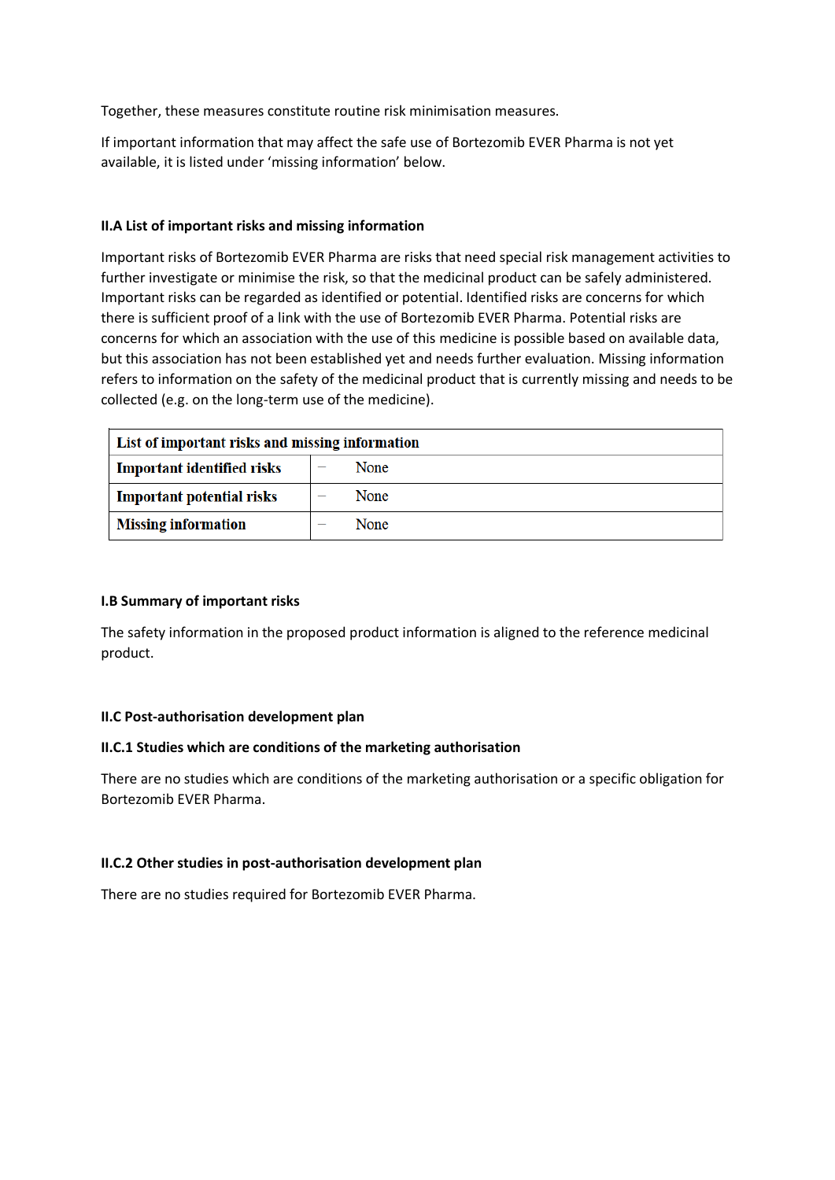Together, these measures constitute routine risk minimisation measures.

If important information that may affect the safe use of Bortezomib EVER Pharma is not yet available, it is listed under 'missing information' below.

### II.A List of important risks and missing information

Important risks of Bortezomib EVER Pharma are risks that need special risk management activities to further investigate or minimise the risk, so that the medicinal product can be safely administered. Important risks can be regarded as identified or potential. Identified risks are concerns for which there is sufficient proof of a link with the use of Bortezomib EVER Pharma. Potential risks are concerns for which an association with the use of this medicine is possible based on available data, but this association has not been established yet and needs further evaluation. Missing information refers to information on the safety of the medicinal product that is currently missing and needs to be collected (e.g. on the long-term use of the medicine).

| List of important risks and missing information | |
|---|---|
| **Important identified risks** | – None |
| **Important potential risks** | – None |
| **Missing information** | – None |

### I.B Summary of important risks

The safety information in the proposed product information is aligned to the reference medicinal product.

### II.C Post-authorisation development plan

#### II.C.1 Studies which are conditions of the marketing authorisation

There are no studies which are conditions of the marketing authorisation or a specific obligation for Bortezomib EVER Pharma.

#### II.C.2 Other studies in post-authorisation development plan

There are no studies required for Bortezomib EVER Pharma.